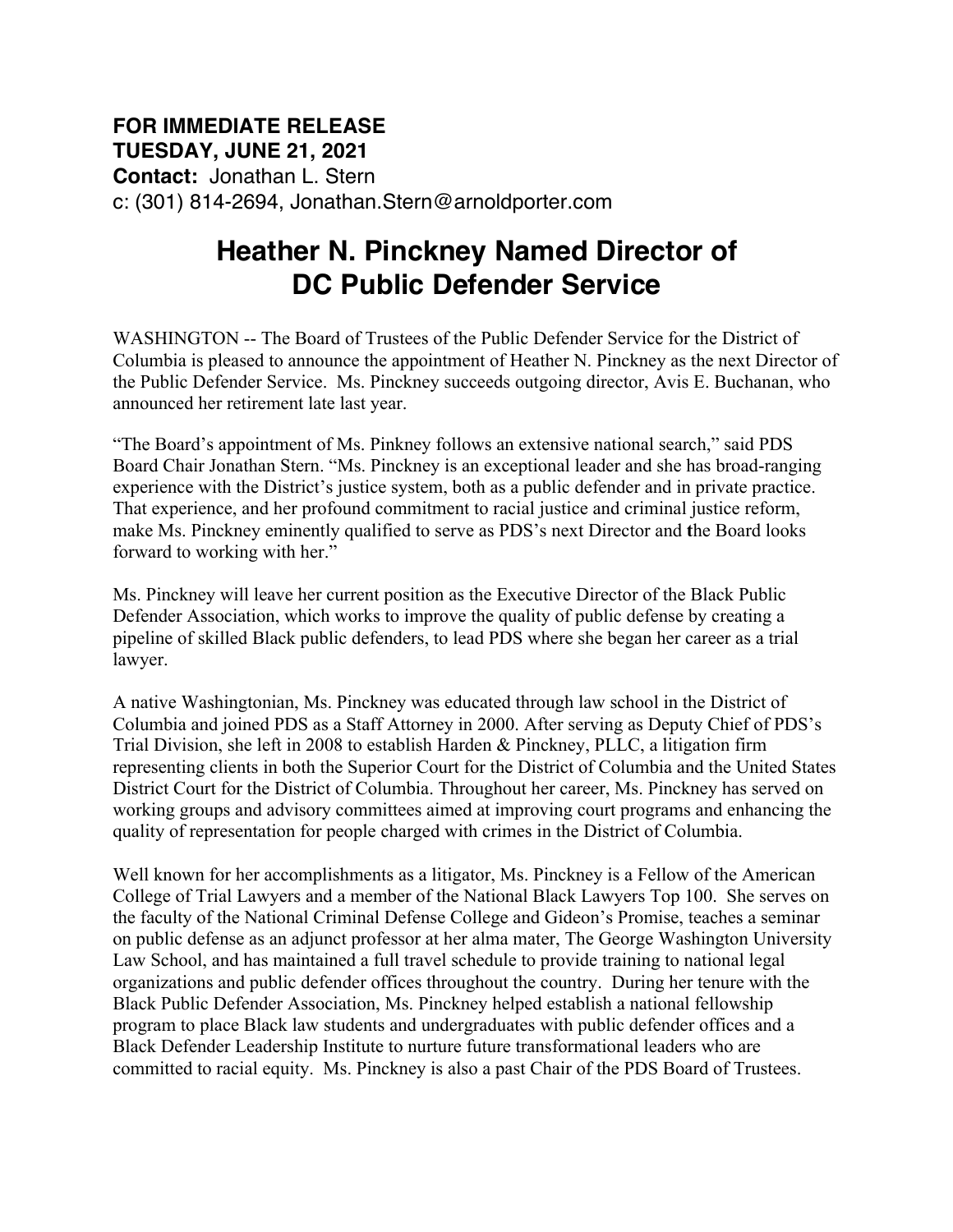**FOR IMMEDIATE RELEASE**
**TUESDAY, JUNE 21, 2021**
**Contact:** Jonathan L. Stern
c: (301) 814-2694, Jonathan.Stern@arnoldporter.com

# Heather N. Pinckney Named Director of DC Public Defender Service

WASHINGTON -- The Board of Trustees of the Public Defender Service for the District of Columbia is pleased to announce the appointment of Heather N. Pinckney as the next Director of the Public Defender Service. Ms. Pinckney succeeds outgoing director, Avis E. Buchanan, who announced her retirement late last year.

"The Board's appointment of Ms. Pinkney follows an extensive national search," said PDS Board Chair Jonathan Stern. "Ms. Pinckney is an exceptional leader and she has broad-ranging experience with the District's justice system, both as a public defender and in private practice. That experience, and her profound commitment to racial justice and criminal justice reform, make Ms. Pinckney eminently qualified to serve as PDS's next Director and the Board looks forward to working with her."

Ms. Pinckney will leave her current position as the Executive Director of the Black Public Defender Association, which works to improve the quality of public defense by creating a pipeline of skilled Black public defenders, to lead PDS where she began her career as a trial lawyer.

A native Washingtonian, Ms. Pinckney was educated through law school in the District of Columbia and joined PDS as a Staff Attorney in 2000. After serving as Deputy Chief of PDS's Trial Division, she left in 2008 to establish Harden & Pinckney, PLLC, a litigation firm representing clients in both the Superior Court for the District of Columbia and the United States District Court for the District of Columbia. Throughout her career, Ms. Pinckney has served on working groups and advisory committees aimed at improving court programs and enhancing the quality of representation for people charged with crimes in the District of Columbia.

Well known for her accomplishments as a litigator, Ms. Pinckney is a Fellow of the American College of Trial Lawyers and a member of the National Black Lawyers Top 100. She serves on the faculty of the National Criminal Defense College and Gideon's Promise, teaches a seminar on public defense as an adjunct professor at her alma mater, The George Washington University Law School, and has maintained a full travel schedule to provide training to national legal organizations and public defender offices throughout the country. During her tenure with the Black Public Defender Association, Ms. Pinckney helped establish a national fellowship program to place Black law students and undergraduates with public defender offices and a Black Defender Leadership Institute to nurture future transformational leaders who are committed to racial equity. Ms. Pinckney is also a past Chair of the PDS Board of Trustees.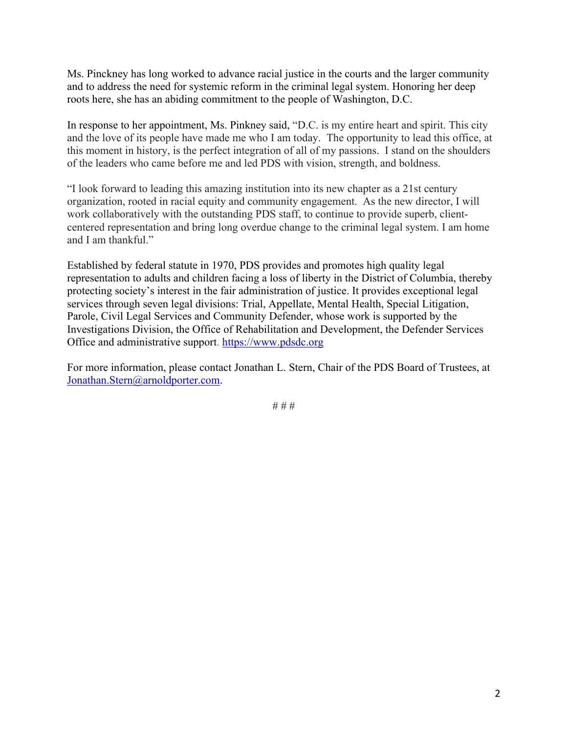Ms. Pinckney has long worked to advance racial justice in the courts and the larger community and to address the need for systemic reform in the criminal legal system. Honoring her deep roots here, she has an abiding commitment to the people of Washington, D.C.

In response to her appointment, Ms. Pinkney said, "D.C. is my entire heart and spirit. This city and the love of its people have made me who I am today. The opportunity to lead this office, at this moment in history, is the perfect integration of all of my passions. I stand on the shoulders of the leaders who came before me and led PDS with vision, strength, and boldness.

"I look forward to leading this amazing institution into its new chapter as a 21st century organization, rooted in racial equity and community engagement. As the new director, I will work collaboratively with the outstanding PDS staff, to continue to provide superb, client-centered representation and bring long overdue change to the criminal legal system. I am home and I am thankful."

Established by federal statute in 1970, PDS provides and promotes high quality legal representation to adults and children facing a loss of liberty in the District of Columbia, thereby protecting society's interest in the fair administration of justice. It provides exceptional legal services through seven legal divisions: Trial, Appellate, Mental Health, Special Litigation, Parole, Civil Legal Services and Community Defender, whose work is supported by the Investigations Division, the Office of Rehabilitation and Development, the Defender Services Office and administrative support. https://www.pdsdc.org

For more information, please contact Jonathan L. Stern, Chair of the PDS Board of Trustees, at Jonathan.Stern@arnoldporter.com.

# # #